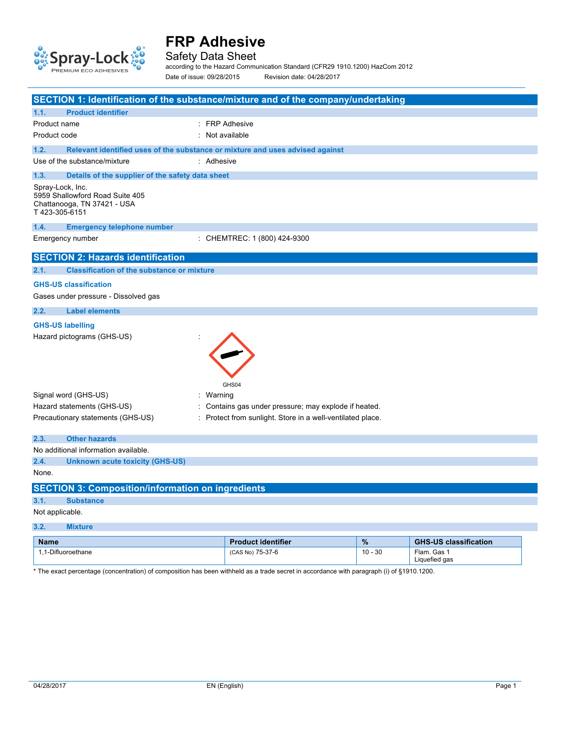# FRP Adhesive

Safety Data Sheet

according to the Hazard Communication Standard (CFR29 1910.1200) HazCom 2012

Date of issue: 09/28/2015 Revision date: 04/28/2017

## SECTION 1: Identification of the substance/mixture and of the company/undertaking

### 1.1. Product identifier

Product name : FRP Adhesive

Product code : Not available

### 1.2. Relevant identified uses of the substance or mixture and uses advised against

Use of the substance/mixture : Adhesive

### 1.3. Details of the supplier of the safety data sheet

Spray-Lock, Inc.
5959 Shallowford Road Suite 405
Chattanooga, TN 37421 - USA
T 423-305-6151

### 1.4. Emergency telephone number

Emergency number : CHEMTREC: 1 (800) 424-9300

## SECTION 2: Hazards identification

### 2.1. Classification of the substance or mixture

**GHS-US classification**

Gases under pressure - Dissolved gas

### 2.2. Label elements

**GHS-US labelling**

Hazard pictograms (GHS-US) :

GHS04

Signal word (GHS-US) : Warning

Hazard statements (GHS-US) : Contains gas under pressure; may explode if heated.

Precautionary statements (GHS-US) : Protect from sunlight. Store in a well-ventilated place.

### 2.3. Other hazards

No additional information available.

### 2.4. Unknown acute toxicity (GHS-US)

None.

## SECTION 3: Composition/information on ingredients

### 3.1. Substance

Not applicable.

### 3.2. Mixture

| Name | Product identifier | % | GHS-US classification |
|---|---|---|---|
| 1,1-Difluoroethane | (CAS No) 75-37-6 | 10 - 30 | Flam. Gas 1<br>Liquefied gas |

* The exact percentage (concentration) of composition has been withheld as a trade secret in accordance with paragraph (i) of §1910.1200.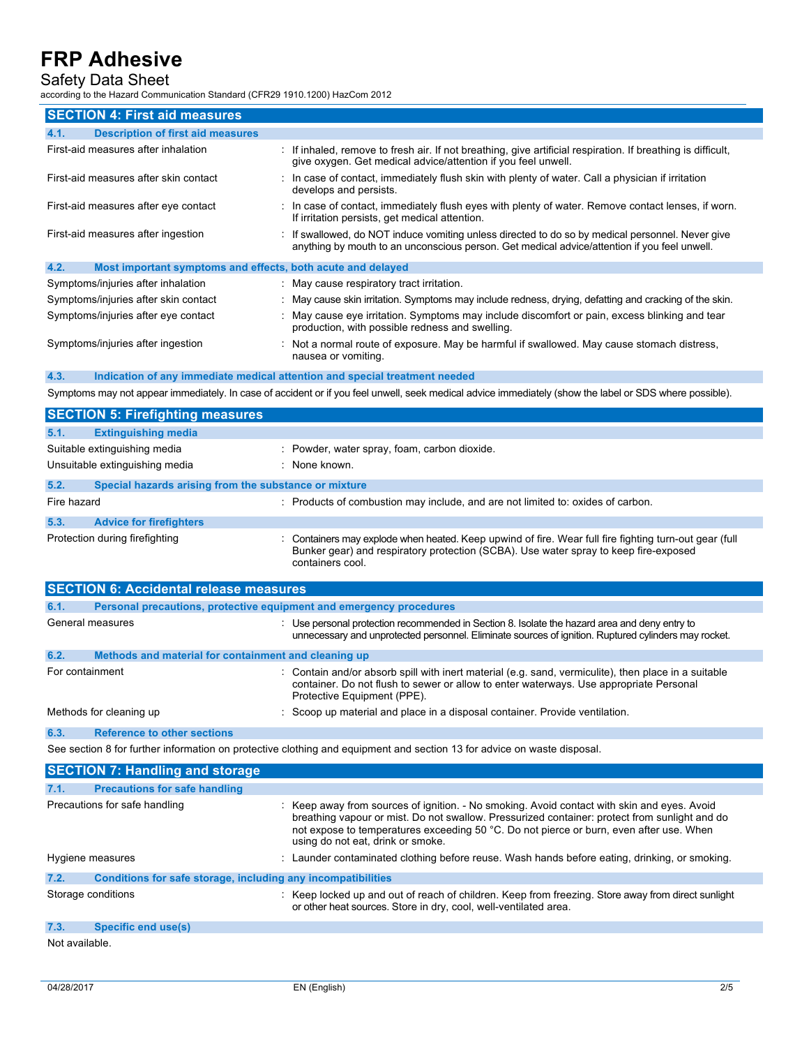## SECTION 4: First aid measures

### 4.1. Description of first aid measures

| | |
|---|---|
| First-aid measures after inhalation | : If inhaled, remove to fresh air. If not breathing, give artificial respiration. If breathing is difficult, give oxygen. Get medical advice/attention if you feel unwell. |
| First-aid measures after skin contact | : In case of contact, immediately flush skin with plenty of water. Call a physician if irritation develops and persists. |
| First-aid measures after eye contact | : In case of contact, immediately flush eyes with plenty of water. Remove contact lenses, if worn. If irritation persists, get medical attention. |
| First-aid measures after ingestion | : If swallowed, do NOT induce vomiting unless directed to do so by medical personnel. Never give anything by mouth to an unconscious person. Get medical advice/attention if you feel unwell. |

### 4.2. Most important symptoms and effects, both acute and delayed

| | |
|---|---|
| Symptoms/injuries after inhalation | : May cause respiratory tract irritation. |
| Symptoms/injuries after skin contact | : May cause skin irritation. Symptoms may include redness, drying, defatting and cracking of the skin. |
| Symptoms/injuries after eye contact | : May cause eye irritation. Symptoms may include discomfort or pain, excess blinking and tear production, with possible redness and swelling. |
| Symptoms/injuries after ingestion | : Not a normal route of exposure. May be harmful if swallowed. May cause stomach distress, nausea or vomiting. |

### 4.3. Indication of any immediate medical attention and special treatment needed

Symptoms may not appear immediately. In case of accident or if you feel unwell, seek medical advice immediately (show the label or SDS where possible).

## SECTION 5: Firefighting measures

### 5.1. Extinguishing media

| | |
|---|---|
| Suitable extinguishing media | : Powder, water spray, foam, carbon dioxide. |
| Unsuitable extinguishing media | : None known. |

### 5.2. Special hazards arising from the substance or mixture

| | |
|---|---|
| Fire hazard | : Products of combustion may include, and are not limited to: oxides of carbon. |

### 5.3. Advice for firefighters

| | |
|---|---|
| Protection during firefighting | : Containers may explode when heated. Keep upwind of fire. Wear full fire fighting turn-out gear (full Bunker gear) and respiratory protection (SCBA). Use water spray to keep fire-exposed containers cool. |

## SECTION 6: Accidental release measures

### 6.1. Personal precautions, protective equipment and emergency procedures

| | |
|---|---|
| General measures | : Use personal protection recommended in Section 8. Isolate the hazard area and deny entry to unnecessary and unprotected personnel. Eliminate sources of ignition. Ruptured cylinders may rocket. |

### 6.2. Methods and material for containment and cleaning up

| | |
|---|---|
| For containment | : Contain and/or absorb spill with inert material (e.g. sand, vermiculite), then place in a suitable container. Do not flush to sewer or allow to enter waterways. Use appropriate Personal Protective Equipment (PPE). |
| Methods for cleaning up | : Scoop up material and place in a disposal container. Provide ventilation. |

### 6.3. Reference to other sections

See section 8 for further information on protective clothing and equipment and section 13 for advice on waste disposal.

## SECTION 7: Handling and storage

### 7.1. Precautions for safe handling

| | |
|---|---|
| Precautions for safe handling | : Keep away from sources of ignition. - No smoking. Avoid contact with skin and eyes. Avoid breathing vapour or mist. Do not swallow. Pressurized container: protect from sunlight and do not expose to temperatures exceeding 50 °C. Do not pierce or burn, even after use. When using do not eat, drink or smoke. |
| Hygiene measures | : Launder contaminated clothing before reuse. Wash hands before eating, drinking, or smoking. |

### 7.2. Conditions for safe storage, including any incompatibilities

| | |
|---|---|
| Storage conditions | : Keep locked up and out of reach of children. Keep from freezing. Store away from direct sunlight or other heat sources. Store in dry, cool, well-ventilated area. |

### 7.3. Specific end use(s)

Not available.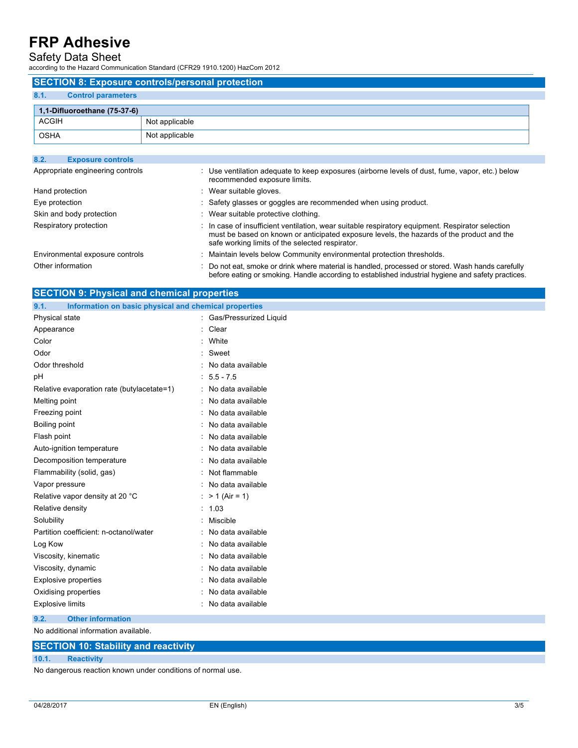## SECTION 8: Exposure controls/personal protection

### 8.1. Control parameters

| 1,1-Difluoroethane (75-37-6) | |
|---|---|
| ACGIH | Not applicable |
| OSHA | Not applicable |

### 8.2. Exposure controls

| | |
|---|---|
| Appropriate engineering controls | : Use ventilation adequate to keep exposures (airborne levels of dust, fume, vapor, etc.) below recommended exposure limits. |
| Hand protection | : Wear suitable gloves. |
| Eye protection | : Safety glasses or goggles are recommended when using product. |
| Skin and body protection | : Wear suitable protective clothing. |
| Respiratory protection | : In case of insufficient ventilation, wear suitable respiratory equipment. Respirator selection must be based on known or anticipated exposure levels, the hazards of the product and the safe working limits of the selected respirator. |
| Environmental exposure controls | : Maintain levels below Community environmental protection thresholds. |
| Other information | : Do not eat, smoke or drink where material is handled, processed or stored. Wash hands carefully before eating or smoking. Handle according to established industrial hygiene and safety practices. |

## SECTION 9: Physical and chemical properties

### 9.1. Information on basic physical and chemical properties

| | |
|---|---|
| Physical state | : Gas/Pressurized Liquid |
| Appearance | : Clear |
| Color | : White |
| Odor | : Sweet |
| Odor threshold | : No data available |
| pH | : 5.5 - 7.5 |
| Relative evaporation rate (butylacetate=1) | : No data available |
| Melting point | : No data available |
| Freezing point | : No data available |
| Boiling point | : No data available |
| Flash point | : No data available |
| Auto-ignition temperature | : No data available |
| Decomposition temperature | : No data available |
| Flammability (solid, gas) | : Not flammable |
| Vapor pressure | : No data available |
| Relative vapor density at 20 °C | : > 1 (Air = 1) |
| Relative density | : 1.03 |
| Solubility | : Miscible |
| Partition coefficient: n-octanol/water | : No data available |
| Log Kow | : No data available |
| Viscosity, kinematic | : No data available |
| Viscosity, dynamic | : No data available |
| Explosive properties | : No data available |
| Oxidising properties | : No data available |
| Explosive limits | : No data available |

### 9.2. Other information

No additional information available.

## SECTION 10: Stability and reactivity

### 10.1. Reactivity

No dangerous reaction known under conditions of normal use.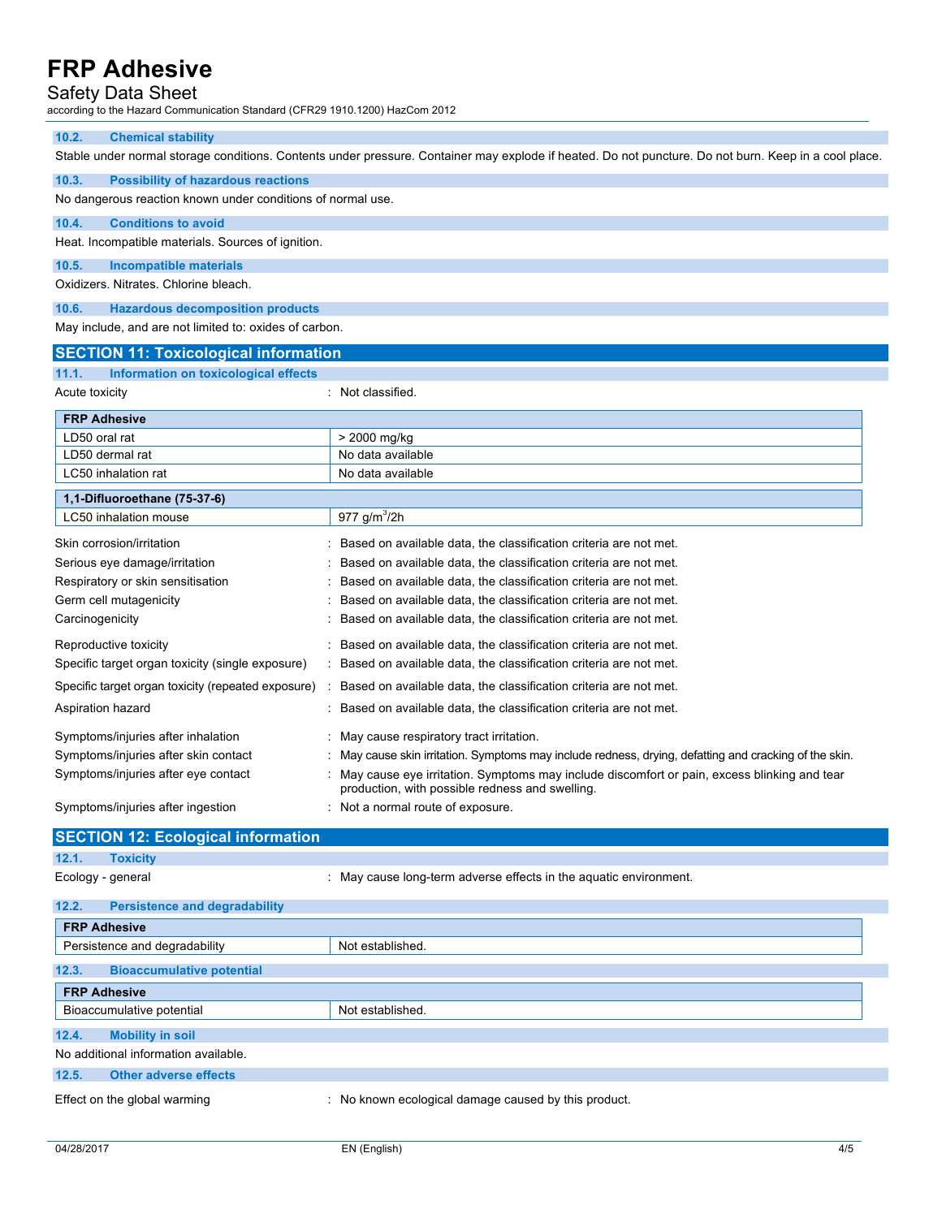### 10.2. Chemical stability

Stable under normal storage conditions. Contents under pressure. Container may explode if heated. Do not puncture. Do not burn. Keep in a cool place.

### 10.3. Possibility of hazardous reactions

No dangerous reaction known under conditions of normal use.

### 10.4. Conditions to avoid

Heat. Incompatible materials. Sources of ignition.

### 10.5. Incompatible materials

Oxidizers. Nitrates. Chlorine bleach.

### 10.6. Hazardous decomposition products

May include, and are not limited to: oxides of carbon.

## SECTION 11: Toxicological information

### 11.1. Information on toxicological effects

Acute toxicity : Not classified.

| FRP Adhesive | |
|---|---|
| LD50 oral rat | > 2000 mg/kg |
| LD50 dermal rat | No data available |
| LC50 inhalation rat | No data available |

| 1,1-Difluoroethane (75-37-6) | |
|---|---|
| LC50 inhalation mouse | 977 $g/m^3$/2h |

| | |
|---|---|
| Skin corrosion/irritation | : Based on available data, the classification criteria are not met. |
| Serious eye damage/irritation | : Based on available data, the classification criteria are not met. |
| Respiratory or skin sensitisation | : Based on available data, the classification criteria are not met. |
| Germ cell mutagenicity | : Based on available data, the classification criteria are not met. |
| Carcinogenicity | : Based on available data, the classification criteria are not met. |
| Reproductive toxicity | : Based on available data, the classification criteria are not met. |
| Specific target organ toxicity (single exposure) | : Based on available data, the classification criteria are not met. |
| Specific target organ toxicity (repeated exposure) | : Based on available data, the classification criteria are not met. |
| Aspiration hazard | : Based on available data, the classification criteria are not met. |
| Symptoms/injuries after inhalation | : May cause respiratory tract irritation. |
| Symptoms/injuries after skin contact | : May cause skin irritation. Symptoms may include redness, drying, defatting and cracking of the skin. |
| Symptoms/injuries after eye contact | : May cause eye irritation. Symptoms may include discomfort or pain, excess blinking and tear production, with possible redness and swelling. |
| Symptoms/injuries after ingestion | : Not a normal route of exposure. |

## SECTION 12: Ecological information

### 12.1. Toxicity

Ecology - general : May cause long-term adverse effects in the aquatic environment.

### 12.2. Persistence and degradability

| FRP Adhesive | |
|---|---|
| Persistence and degradability | Not established. |

### 12.3. Bioaccumulative potential

| FRP Adhesive | |
|---|---|
| Bioaccumulative potential | Not established. |

### 12.4. Mobility in soil

No additional information available.

### 12.5. Other adverse effects

Effect on the global warming : No known ecological damage caused by this product.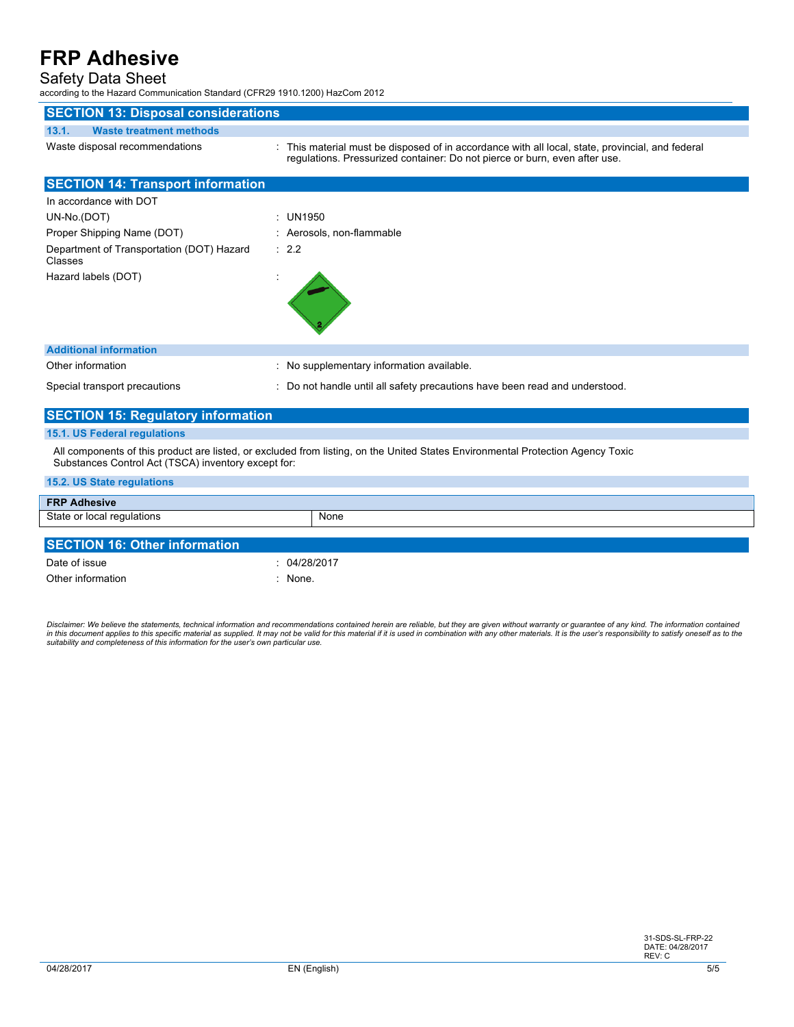## SECTION 13: Disposal considerations

### 13.1. Waste treatment methods

Waste disposal recommendations : This material must be disposed of in accordance with all local, state, provincial, and federal regulations. Pressurized container: Do not pierce or burn, even after use.

## SECTION 14: Transport information

In accordance with DOT

UN-No.(DOT) : UN1950

Proper Shipping Name (DOT) : Aerosols, non-flammable

Department of Transportation (DOT) Hazard Classes : 2.2

Hazard labels (DOT) :

### Additional information

Other information : No supplementary information available.

Special transport precautions : Do not handle until all safety precautions have been read and understood.

## SECTION 15: Regulatory information

### 15.1. US Federal regulations

All components of this product are listed, or excluded from listing, on the United States Environmental Protection Agency Toxic Substances Control Act (TSCA) inventory except for:

### 15.2. US State regulations

| FRP Adhesive | |
|---|---|
| State or local regulations | None |

## SECTION 16: Other information

Date of issue : 04/28/2017

Other information : None.

*Disclaimer: We believe the statements, technical information and recommendations contained herein are reliable, but they are given without warranty or guarantee of any kind. The information contained in this document applies to this specific material as supplied. It may not be valid for this material if it is used in combination with any other materials. It is the user's responsibility to satisfy oneself as to the suitability and completeness of this information for the user's own particular use.*

31-SDS-SL-FRP-22
DATE: 04/28/2017
REV: C